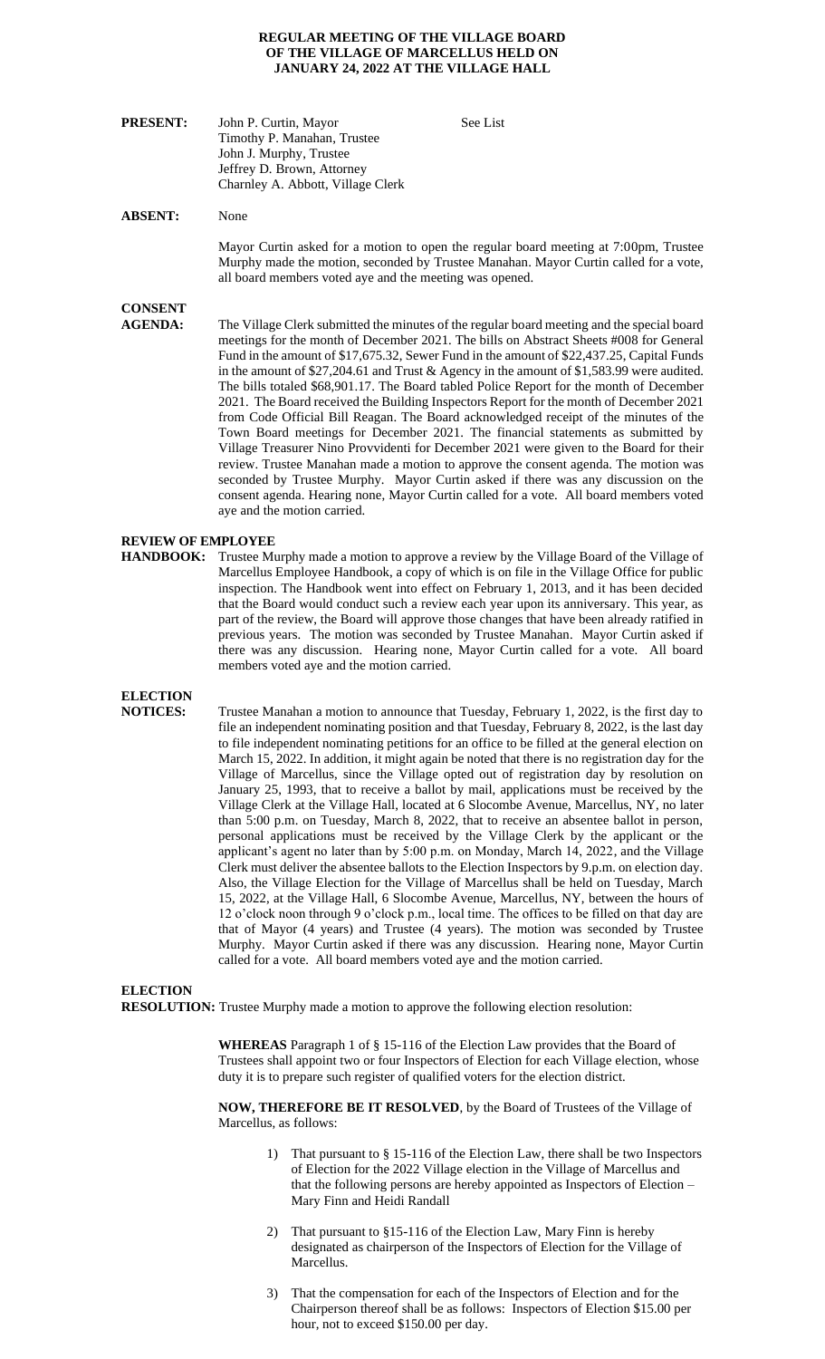**REGULAR MEETING OF THE VILLAGE BOARD OF THE VILLAGE OF MARCELLUS HELD ON JANUARY 24, 2022 AT THE VILLAGE HALL**

**PRESENT:** John P. Curtin, Mayor — See List
Timothy P. Manahan, Trustee
John J. Murphy, Trustee
Jeffrey D. Brown, Attorney
Charnley A. Abbott, Village Clerk

**ABSENT:** None

Mayor Curtin asked for a motion to open the regular board meeting at 7:00pm, Trustee Murphy made the motion, seconded by Trustee Manahan. Mayor Curtin called for a vote, all board members voted aye and the meeting was opened.

**CONSENT AGENDA:** The Village Clerk submitted the minutes of the regular board meeting and the special board meetings for the month of December 2021. The bills on Abstract Sheets #008 for General Fund in the amount of $17,675.32, Sewer Fund in the amount of $22,437.25, Capital Funds in the amount of $27,204.61 and Trust & Agency in the amount of $1,583.99 were audited. The bills totaled $68,901.17. The Board tabled Police Report for the month of December 2021. The Board received the Building Inspectors Report for the month of December 2021 from Code Official Bill Reagan. The Board acknowledged receipt of the minutes of the Town Board meetings for December 2021. The financial statements as submitted by Village Treasurer Nino Provvidenti for December 2021 were given to the Board for their review. Trustee Manahan made a motion to approve the consent agenda. The motion was seconded by Trustee Murphy. Mayor Curtin asked if there was any discussion on the consent agenda. Hearing none, Mayor Curtin called for a vote. All board members voted aye and the motion carried.

**REVIEW OF EMPLOYEE HANDBOOK:** Trustee Murphy made a motion to approve a review by the Village Board of the Village of Marcellus Employee Handbook, a copy of which is on file in the Village Office for public inspection. The Handbook went into effect on February 1, 2013, and it has been decided that the Board would conduct such a review each year upon its anniversary. This year, as part of the review, the Board will approve those changes that have been already ratified in previous years. The motion was seconded by Trustee Manahan. Mayor Curtin asked if there was any discussion. Hearing none, Mayor Curtin called for a vote. All board members voted aye and the motion carried.

**ELECTION NOTICES:** Trustee Manahan a motion to announce that Tuesday, February 1, 2022, is the first day to file an independent nominating position and that Tuesday, February 8, 2022, is the last day to file independent nominating petitions for an office to be filled at the general election on March 15, 2022. In addition, it might again be noted that there is no registration day for the Village of Marcellus, since the Village opted out of registration day by resolution on January 25, 1993, that to receive a ballot by mail, applications must be received by the Village Clerk at the Village Hall, located at 6 Slocombe Avenue, Marcellus, NY, no later than 5:00 p.m. on Tuesday, March 8, 2022, that to receive an absentee ballot in person, personal applications must be received by the Village Clerk by the applicant or the applicant's agent no later than by 5:00 p.m. on Monday, March 14, 2022, and the Village Clerk must deliver the absentee ballots to the Election Inspectors by 9.p.m. on election day. Also, the Village Election for the Village of Marcellus shall be held on Tuesday, March 15, 2022, at the Village Hall, 6 Slocombe Avenue, Marcellus, NY, between the hours of 12 o'clock noon through 9 o'clock p.m., local time. The offices to be filled on that day are that of Mayor (4 years) and Trustee (4 years). The motion was seconded by Trustee Murphy. Mayor Curtin asked if there was any discussion. Hearing none, Mayor Curtin called for a vote. All board members voted aye and the motion carried.

**ELECTION RESOLUTION:** Trustee Murphy made a motion to approve the following election resolution:

**WHEREAS** Paragraph 1 of § 15-116 of the Election Law provides that the Board of Trustees shall appoint two or four Inspectors of Election for each Village election, whose duty it is to prepare such register of qualified voters for the election district.

**NOW, THEREFORE BE IT RESOLVED**, by the Board of Trustees of the Village of Marcellus, as follows:

1) That pursuant to § 15-116 of the Election Law, there shall be two Inspectors of Election for the 2022 Village election in the Village of Marcellus and that the following persons are hereby appointed as Inspectors of Election – Mary Finn and Heidi Randall

2) That pursuant to §15-116 of the Election Law, Mary Finn is hereby designated as chairperson of the Inspectors of Election for the Village of Marcellus.

3) That the compensation for each of the Inspectors of Election and for the Chairperson thereof shall be as follows: Inspectors of Election $15.00 per hour, not to exceed $150.00 per day.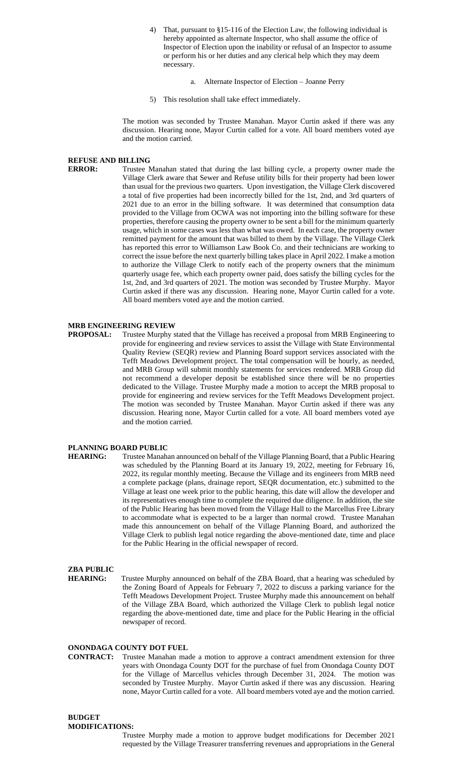4) That, pursuant to §15-116 of the Election Law, the following individual is hereby appointed as alternate Inspector, who shall assume the office of Inspector of Election upon the inability or refusal of an Inspector to assume or perform his or her duties and any clerical help which they may deem necessary.

   a. Alternate Inspector of Election – Joanne Perry

5) This resolution shall take effect immediately.

The motion was seconded by Trustee Manahan. Mayor Curtin asked if there was any discussion. Hearing none, Mayor Curtin called for a vote. All board members voted aye and the motion carried.

**REFUSE AND BILLING ERROR:** Trustee Manahan stated that during the last billing cycle, a property owner made the Village Clerk aware that Sewer and Refuse utility bills for their property had been lower than usual for the previous two quarters. Upon investigation, the Village Clerk discovered a total of five properties had been incorrectly billed for the 1st, 2nd, and 3rd quarters of 2021 due to an error in the billing software. It was determined that consumption data provided to the Village from OCWA was not importing into the billing software for these properties, therefore causing the property owner to be sent a bill for the minimum quarterly usage, which in some cases was less than what was owed. In each case, the property owner remitted payment for the amount that was billed to them by the Village. The Village Clerk has reported this error to Williamson Law Book Co. and their technicians are working to correct the issue before the next quarterly billing takes place in April 2022. I make a motion to authorize the Village Clerk to notify each of the property owners that the minimum quarterly usage fee, which each property owner paid, does satisfy the billing cycles for the 1st, 2nd, and 3rd quarters of 2021. The motion was seconded by Trustee Murphy. Mayor Curtin asked if there was any discussion. Hearing none, Mayor Curtin called for a vote. All board members voted aye and the motion carried.

**MRB ENGINEERING REVIEW PROPOSAL:** Trustee Murphy stated that the Village has received a proposal from MRB Engineering to provide for engineering and review services to assist the Village with State Environmental Quality Review (SEQR) review and Planning Board support services associated with the Tefft Meadows Development project. The total compensation will be hourly, as needed, and MRB Group will submit monthly statements for services rendered. MRB Group did not recommend a developer deposit be established since there will be no properties dedicated to the Village. Trustee Murphy made a motion to accept the MRB proposal to provide for engineering and review services for the Tefft Meadows Development project. The motion was seconded by Trustee Manahan. Mayor Curtin asked if there was any discussion. Hearing none, Mayor Curtin called for a vote. All board members voted aye and the motion carried.

**PLANNING BOARD PUBLIC HEARING:** Trustee Manahan announced on behalf of the Village Planning Board, that a Public Hearing was scheduled by the Planning Board at its January 19, 2022, meeting for February 16, 2022, its regular monthly meeting. Because the Village and its engineers from MRB need a complete package (plans, drainage report, SEQR documentation, etc.) submitted to the Village at least one week prior to the public hearing, this date will allow the developer and its representatives enough time to complete the required due diligence. In addition, the site of the Public Hearing has been moved from the Village Hall to the Marcellus Free Library to accommodate what is expected to be a larger than normal crowd. Trustee Manahan made this announcement on behalf of the Village Planning Board, and authorized the Village Clerk to publish legal notice regarding the above-mentioned date, time and place for the Public Hearing in the official newspaper of record.

**ZBA PUBLIC HEARING:** Trustee Murphy announced on behalf of the ZBA Board, that a hearing was scheduled by the Zoning Board of Appeals for February 7, 2022 to discuss a parking variance for the Tefft Meadows Development Project. Trustee Murphy made this announcement on behalf of the Village ZBA Board, which authorized the Village Clerk to publish legal notice regarding the above-mentioned date, time and place for the Public Hearing in the official newspaper of record.

**ONONDAGA COUNTY DOT FUEL CONTRACT:** Trustee Manahan made a motion to approve a contract amendment extension for three years with Onondaga County DOT for the purchase of fuel from Onondaga County DOT for the Village of Marcellus vehicles through December 31, 2024. The motion was seconded by Trustee Murphy. Mayor Curtin asked if there was any discussion. Hearing none, Mayor Curtin called for a vote. All board members voted aye and the motion carried.

**BUDGET MODIFICATIONS:**

Trustee Murphy made a motion to approve budget modifications for December 2021 requested by the Village Treasurer transferring revenues and appropriations in the General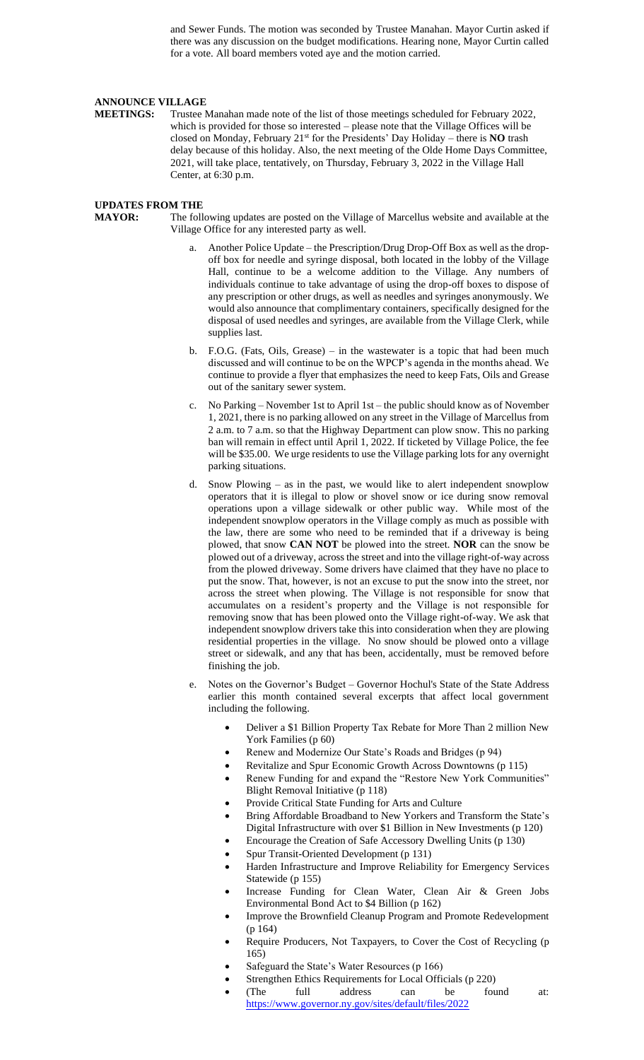and Sewer Funds. The motion was seconded by Trustee Manahan. Mayor Curtin asked if there was any discussion on the budget modifications. Hearing none, Mayor Curtin called for a vote. All board members voted aye and the motion carried.

**ANNOUNCE VILLAGE MEETINGS:** Trustee Manahan made note of the list of those meetings scheduled for February 2022, which is provided for those so interested – please note that the Village Offices will be closed on Monday, February 21st for the Presidents' Day Holiday – there is **NO** trash delay because of this holiday. Also, the next meeting of the Olde Home Days Committee, 2021, will take place, tentatively, on Thursday, February 3, 2022 in the Village Hall Center, at 6:30 p.m.

**UPDATES FROM THE MAYOR:** The following updates are posted on the Village of Marcellus website and available at the Village Office for any interested party as well.

a. Another Police Update – the Prescription/Drug Drop-Off Box as well as the drop-off box for needle and syringe disposal, both located in the lobby of the Village Hall, continue to be a welcome addition to the Village. Any numbers of individuals continue to take advantage of using the drop-off boxes to dispose of any prescription or other drugs, as well as needles and syringes anonymously. We would also announce that complimentary containers, specifically designed for the disposal of used needles and syringes, are available from the Village Clerk, while supplies last.

b. F.O.G. (Fats, Oils, Grease) – in the wastewater is a topic that had been much discussed and will continue to be on the WPCP's agenda in the months ahead. We continue to provide a flyer that emphasizes the need to keep Fats, Oils and Grease out of the sanitary sewer system.

c. No Parking – November 1st to April 1st – the public should know as of November 1, 2021, there is no parking allowed on any street in the Village of Marcellus from 2 a.m. to 7 a.m. so that the Highway Department can plow snow. This no parking ban will remain in effect until April 1, 2022. If ticketed by Village Police, the fee will be $35.00. We urge residents to use the Village parking lots for any overnight parking situations.

d. Snow Plowing – as in the past, we would like to alert independent snowplow operators that it is illegal to plow or shovel snow or ice during snow removal operations upon a village sidewalk or other public way. While most of the independent snowplow operators in the Village comply as much as possible with the law, there are some who need to be reminded that if a driveway is being plowed, that snow **CAN NOT** be plowed into the street. **NOR** can the snow be plowed out of a driveway, across the street and into the village right-of-way across from the plowed driveway. Some drivers have claimed that they have no place to put the snow. That, however, is not an excuse to put the snow into the street, nor across the street when plowing. The Village is not responsible for snow that accumulates on a resident's property and the Village is not responsible for removing snow that has been plowed onto the Village right-of-way. We ask that independent snowplow drivers take this into consideration when they are plowing residential properties in the village. No snow should be plowed onto a village street or sidewalk, and any that has been, accidentally, must be removed before finishing the job.

e. Notes on the Governor's Budget – Governor Hochul's State of the State Address earlier this month contained several excerpts that affect local government including the following.

- Deliver a $1 Billion Property Tax Rebate for More Than 2 million New York Families (p 60)
- Renew and Modernize Our State's Roads and Bridges (p 94)
- Revitalize and Spur Economic Growth Across Downtowns (p 115)
- Renew Funding for and expand the "Restore New York Communities" Blight Removal Initiative (p 118)
- Provide Critical State Funding for Arts and Culture
- Bring Affordable Broadband to New Yorkers and Transform the State's Digital Infrastructure with over $1 Billion in New Investments (p 120)
- Encourage the Creation of Safe Accessory Dwelling Units (p 130)
- Spur Transit-Oriented Development (p 131)
- Harden Infrastructure and Improve Reliability for Emergency Services Statewide (p 155)
- Increase Funding for Clean Water, Clean Air & Green Jobs Environmental Bond Act to $4 Billion (p 162)
- Improve the Brownfield Cleanup Program and Promote Redevelopment (p 164)
- Require Producers, Not Taxpayers, to Cover the Cost of Recycling (p 165)
- Safeguard the State's Water Resources (p 166)
- Strengthen Ethics Requirements for Local Officials (p 220)
- (The full address can be found at: https://www.governor.ny.gov/sites/default/files/2022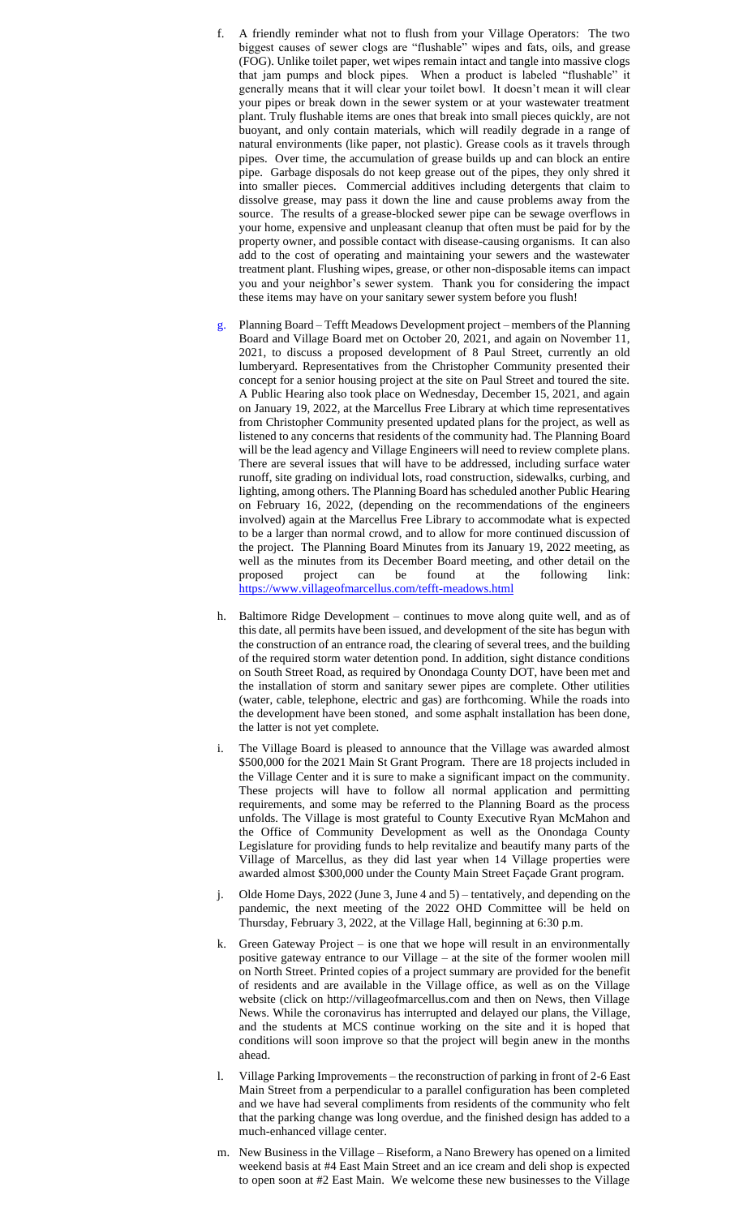f. A friendly reminder what not to flush from your Village Operators: The two biggest causes of sewer clogs are "flushable" wipes and fats, oils, and grease (FOG). Unlike toilet paper, wet wipes remain intact and tangle into massive clogs that jam pumps and block pipes. When a product is labeled "flushable" it generally means that it will clear your toilet bowl. It doesn't mean it will clear your pipes or break down in the sewer system or at your wastewater treatment plant. Truly flushable items are ones that break into small pieces quickly, are not buoyant, and only contain materials, which will readily degrade in a range of natural environments (like paper, not plastic). Grease cools as it travels through pipes. Over time, the accumulation of grease builds up and can block an entire pipe. Garbage disposals do not keep grease out of the pipes, they only shred it into smaller pieces. Commercial additives including detergents that claim to dissolve grease, may pass it down the line and cause problems away from the source. The results of a grease-blocked sewer pipe can be sewage overflows in your home, expensive and unpleasant cleanup that often must be paid for by the property owner, and possible contact with disease-causing organisms. It can also add to the cost of operating and maintaining your sewers and the wastewater treatment plant. Flushing wipes, grease, or other non-disposable items can impact you and your neighbor's sewer system. Thank you for considering the impact these items may have on your sanitary sewer system before you flush!

g. Planning Board – Tefft Meadows Development project – members of the Planning Board and Village Board met on October 20, 2021, and again on November 11, 2021, to discuss a proposed development of 8 Paul Street, currently an old lumberyard. Representatives from the Christopher Community presented their concept for a senior housing project at the site on Paul Street and toured the site. A Public Hearing also took place on Wednesday, December 15, 2021, and again on January 19, 2022, at the Marcellus Free Library at which time representatives from Christopher Community presented updated plans for the project, as well as listened to any concerns that residents of the community had. The Planning Board will be the lead agency and Village Engineers will need to review complete plans. There are several issues that will have to be addressed, including surface water runoff, site grading on individual lots, road construction, sidewalks, curbing, and lighting, among others. The Planning Board has scheduled another Public Hearing on February 16, 2022, (depending on the recommendations of the engineers involved) again at the Marcellus Free Library to accommodate what is expected to be a larger than normal crowd, and to allow for more continued discussion of the project. The Planning Board Minutes from its January 19, 2022 meeting, as well as the minutes from its December Board meeting, and other detail on the proposed project can be found at the following link: https://www.villageofmarcellus.com/tefft-meadows.html

h. Baltimore Ridge Development – continues to move along quite well, and as of this date, all permits have been issued, and development of the site has begun with the construction of an entrance road, the clearing of several trees, and the building of the required storm water detention pond. In addition, sight distance conditions on South Street Road, as required by Onondaga County DOT, have been met and the installation of storm and sanitary sewer pipes are complete. Other utilities (water, cable, telephone, electric and gas) are forthcoming. While the roads into the development have been stoned, and some asphalt installation has been done, the latter is not yet complete.

i. The Village Board is pleased to announce that the Village was awarded almost $500,000 for the 2021 Main St Grant Program. There are 18 projects included in the Village Center and it is sure to make a significant impact on the community. These projects will have to follow all normal application and permitting requirements, and some may be referred to the Planning Board as the process unfolds. The Village is most grateful to County Executive Ryan McMahon and the Office of Community Development as well as the Onondaga County Legislature for providing funds to help revitalize and beautify many parts of the Village of Marcellus, as they did last year when 14 Village properties were awarded almost $300,000 under the County Main Street Façade Grant program.

j. Olde Home Days, 2022 (June 3, June 4 and 5) – tentatively, and depending on the pandemic, the next meeting of the 2022 OHD Committee will be held on Thursday, February 3, 2022, at the Village Hall, beginning at 6:30 p.m.

k. Green Gateway Project – is one that we hope will result in an environmentally positive gateway entrance to our Village – at the site of the former woolen mill on North Street. Printed copies of a project summary are provided for the benefit of residents and are available in the Village office, as well as on the Village website (click on http://villageofmarcellus.com and then on News, then Village News. While the coronavirus has interrupted and delayed our plans, the Village, and the students at MCS continue working on the site and it is hoped that conditions will soon improve so that the project will begin anew in the months ahead.

l. Village Parking Improvements – the reconstruction of parking in front of 2-6 East Main Street from a perpendicular to a parallel configuration has been completed and we have had several compliments from residents of the community who felt that the parking change was long overdue, and the finished design has added to a much-enhanced village center.

m. New Business in the Village – Riseform, a Nano Brewery has opened on a limited weekend basis at #4 East Main Street and an ice cream and deli shop is expected to open soon at #2 East Main. We welcome these new businesses to the Village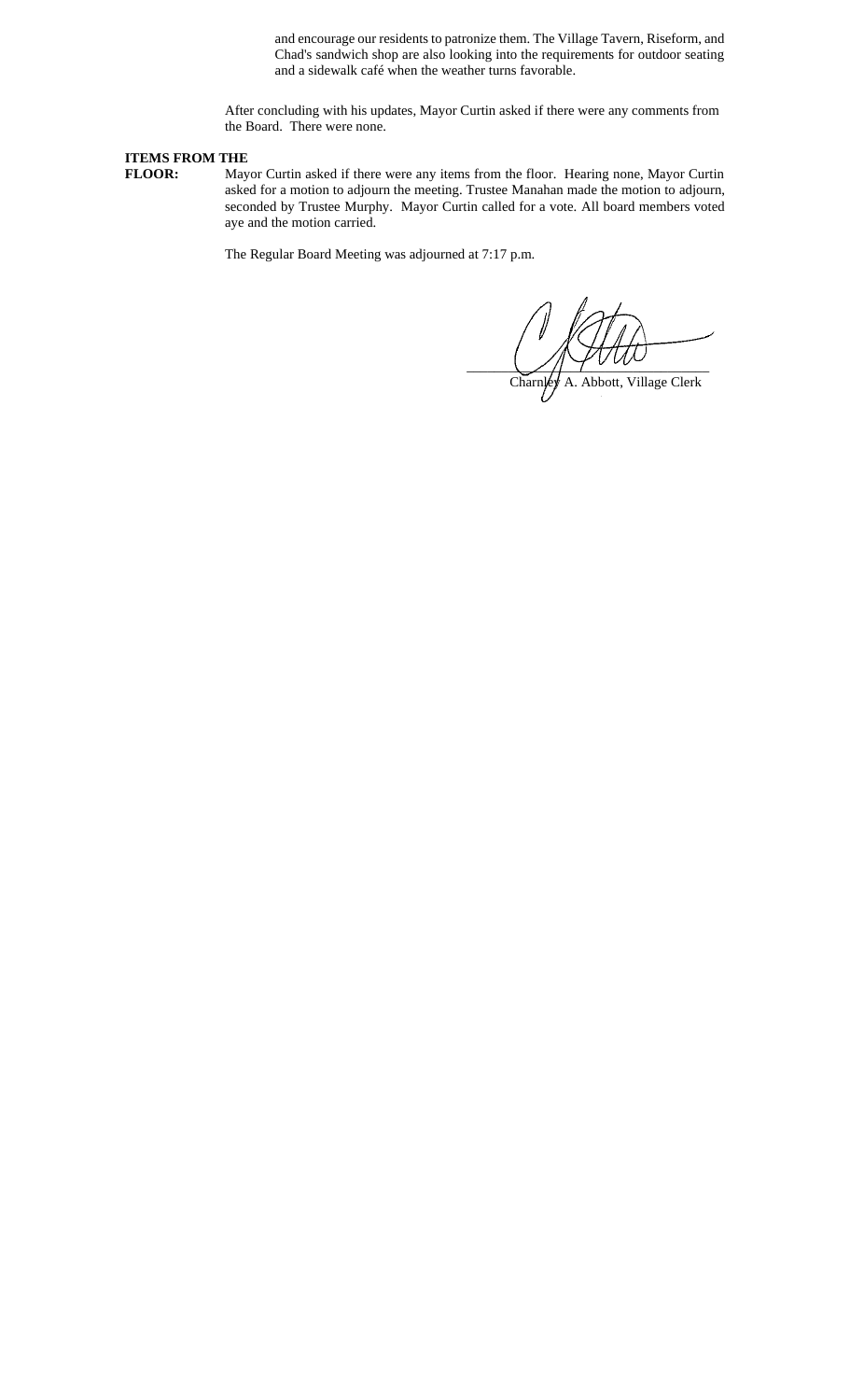and encourage our residents to patronize them. The Village Tavern, Riseform, and Chad's sandwich shop are also looking into the requirements for outdoor seating and a sidewalk café when the weather turns favorable.

After concluding with his updates, Mayor Curtin asked if there were any comments from the Board. There were none.

**ITEMS FROM THE FLOOR:** Mayor Curtin asked if there were any items from the floor. Hearing none, Mayor Curtin asked for a motion to adjourn the meeting. Trustee Manahan made the motion to adjourn, seconded by Trustee Murphy. Mayor Curtin called for a vote. All board members voted aye and the motion carried.

The Regular Board Meeting was adjourned at 7:17 p.m.

Charnley A. Abbott, Village Clerk